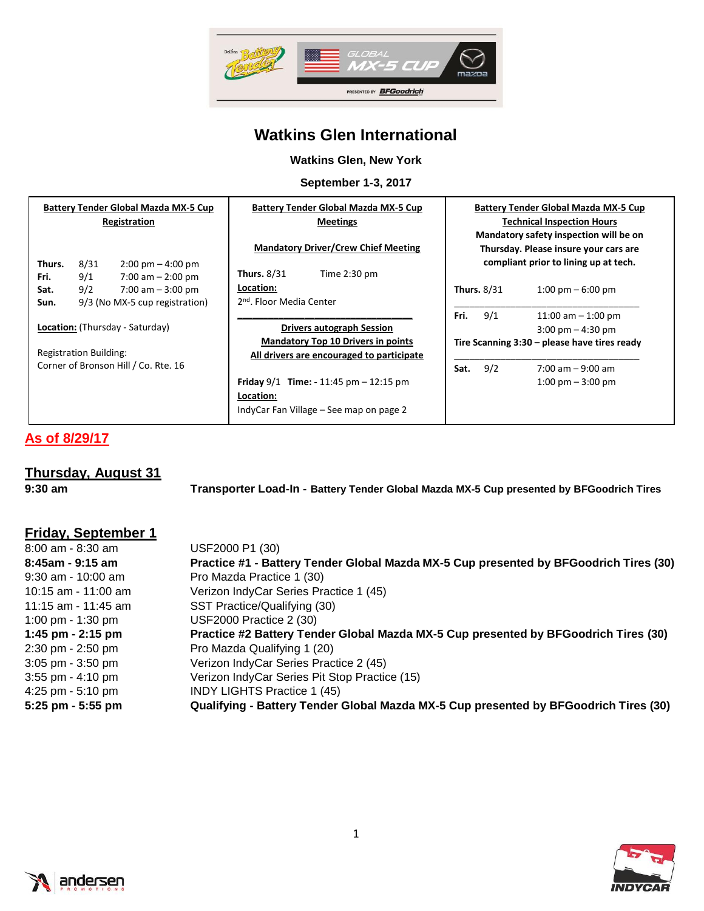# Watkins Glen International

**Watkins Glen, New York**

**September 1-3, 2017**

| **Battery Tender Global Mazda MX-5 Cup Registration** | **Battery Tender Global Mazda MX-5 Cup Meetings** | **Battery Tender Global Mazda MX-5 Cup Technical Inspection Hours** |
|---|---|---|
| **Thurs.** 8/31 2:00 pm – 4:00 pm<br>**Fri.** 9/1 7:00 am – 2:00 pm<br>**Sat.** 9/2 7:00 am – 3:00 pm<br>**Sun.** 9/3 (No MX-5 cup registration)<br><br>**Location:** (Thursday - Saturday)<br><br>Registration Building:<br>Corner of Bronson Hill / Co. Rte. 16 | **Mandatory Driver/Crew Chief Meeting**<br><br>**Thurs.** 8/31 Time 2:30 pm<br>**Location:**<br>2nd. Floor Media Center<br><br>**Drivers autograph Session**<br>**Mandatory Top 10 Drivers in points**<br>**All drivers are encouraged to participate**<br><br>**Friday** 9/1 **Time: -** 11:45 pm – 12:15 pm<br>**Location:**<br>IndyCar Fan Village – See map on page 2 | **Mandatory safety inspection will be on Thursday. Please insure your cars are compliant prior to lining up at tech.**<br><br>**Thurs.** 8/31 1:00 pm – 6:00 pm<br><br>**Fri.** 9/1 11:00 am – 1:00 pm<br>3:00 pm – 4:30 pm<br>**Tire Scanning 3:30 – please have tires ready**<br><br>**Sat.** 9/2 7:00 am – 9:00 am<br>1:00 pm – 3:00 pm |

**As of 8/29/17**

## Thursday, August 31

**9:30 am** — **Transporter Load-In - Battery Tender Global Mazda MX-5 Cup presented by BFGoodrich Tires**

## Friday, September 1

| Time | Session |
|---|---|
| 8:00 am - 8:30 am | USF2000 P1 (30) |
| **8:45am - 9:15 am** | **Practice #1 - Battery Tender Global Mazda MX-5 Cup presented by BFGoodrich Tires (30)** |
| 9:30 am - 10:00 am | Pro Mazda Practice 1 (30) |
| 10:15 am - 11:00 am | Verizon IndyCar Series Practice 1 (45) |
| 11:15 am - 11:45 am | SST Practice/Qualifying (30) |
| 1:00 pm - 1:30 pm | USF2000 Practice 2 (30) |
| **1:45 pm - 2:15 pm** | **Practice #2 Battery Tender Global Mazda MX-5 Cup presented by BFGoodrich Tires (30)** |
| 2:30 pm - 2:50 pm | Pro Mazda Qualifying 1 (20) |
| 3:05 pm - 3:50 pm | Verizon IndyCar Series Practice 2 (45) |
| 3:55 pm - 4:10 pm | Verizon IndyCar Series Pit Stop Practice (15) |
| 4:25 pm - 5:10 pm | INDY LIGHTS Practice 1 (45) |
| **5:25 pm - 5:55 pm** | **Qualifying - Battery Tender Global Mazda MX-5 Cup presented by BFGoodrich Tires (30)** |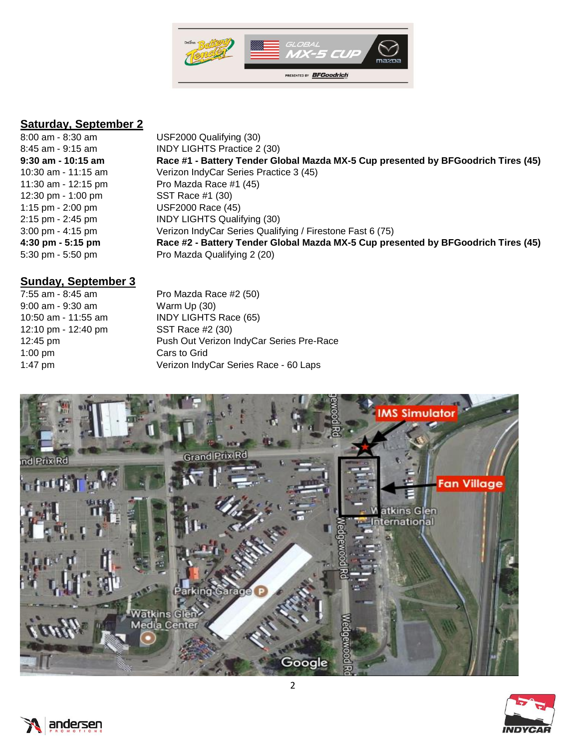## Saturday, September 2

| | |
|---|---|
| 8:00 am - 8:30 am | USF2000 Qualifying (30) |
| 8:45 am - 9:15 am | INDY LIGHTS Practice 2 (30) |
| **9:30 am - 10:15 am** | **Race #1 - Battery Tender Global Mazda MX-5 Cup presented by BFGoodrich Tires (45)** |
| 10:30 am - 11:15 am | Verizon IndyCar Series Practice 3 (45) |
| 11:30 am - 12:15 pm | Pro Mazda Race #1 (45) |
| 12:30 pm - 1:00 pm | SST Race #1 (30) |
| 1:15 pm - 2:00 pm | USF2000 Race (45) |
| 2:15 pm - 2:45 pm | INDY LIGHTS Qualifying (30) |
| 3:00 pm - 4:15 pm | Verizon IndyCar Series Qualifying / Firestone Fast 6 (75) |
| **4:30 pm - 5:15 pm** | **Race #2 - Battery Tender Global Mazda MX-5 Cup presented by BFGoodrich Tires (45)** |
| 5:30 pm - 5:50 pm | Pro Mazda Qualifying 2 (20) |

## Sunday, September 3

| | |
|---|---|
| 7:55 am - 8:45 am | Pro Mazda Race #2 (50) |
| 9:00 am - 9:30 am | Warm Up (30) |
| 10:50 am - 11:55 am | INDY LIGHTS Race (65) |
| 12:10 pm - 12:40 pm | SST Race #2 (30) |
| 12:45 pm | Push Out Verizon IndyCar Series Pre-Race |
| 1:00 pm | Cars to Grid |
| 1:47 pm | Verizon IndyCar Series Race - 60 Laps |

IMS Simulator

Fan Village

Grand Prix Rd

Wedgewood Rd

Watkins Glen International

Parking Garage

Watkins Glen Media Center

Google